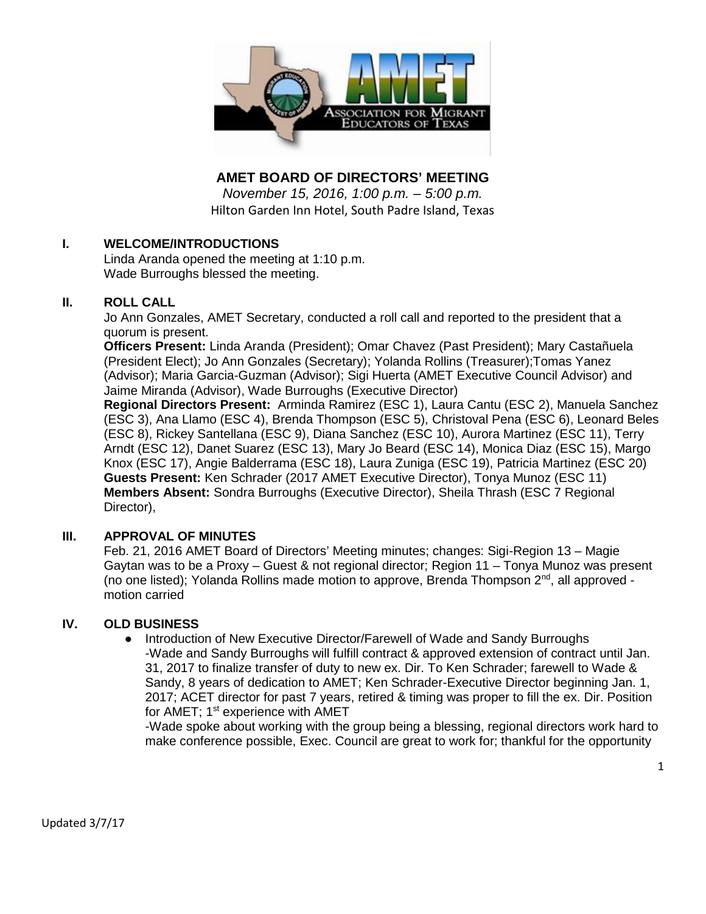# AMET BOARD OF DIRECTORS' MEETING

*November 15, 2016, 1:00 p.m. – 5:00 p.m.*

Hilton Garden Inn Hotel, South Padre Island, Texas

## I. WELCOME/INTRODUCTIONS

Linda Aranda opened the meeting at 1:10 p.m.
Wade Burroughs blessed the meeting.

## II. ROLL CALL

Jo Ann Gonzales, AMET Secretary, conducted a roll call and reported to the president that a quorum is present.

**Officers Present:** Linda Aranda (President); Omar Chavez (Past President); Mary Castañuela (President Elect); Jo Ann Gonzales (Secretary); Yolanda Rollins (Treasurer);Tomas Yanez (Advisor); Maria Garcia-Guzman (Advisor); Sigi Huerta (AMET Executive Council Advisor) and Jaime Miranda (Advisor), Wade Burroughs (Executive Director)

**Regional Directors Present:** Arminda Ramirez (ESC 1), Laura Cantu (ESC 2), Manuela Sanchez (ESC 3), Ana Llamo (ESC 4), Brenda Thompson (ESC 5), Christoval Pena (ESC 6), Leonard Beles (ESC 8), Rickey Santellana (ESC 9), Diana Sanchez (ESC 10), Aurora Martinez (ESC 11), Terry Arndt (ESC 12), Danet Suarez (ESC 13), Mary Jo Beard (ESC 14), Monica Diaz (ESC 15), Margo Knox (ESC 17), Angie Balderrama (ESC 18), Laura Zuniga (ESC 19), Patricia Martinez (ESC 20)

**Guests Present:** Ken Schrader (2017 AMET Executive Director), Tonya Munoz (ESC 11)

**Members Absent:** Sondra Burroughs (Executive Director), Sheila Thrash (ESC 7 Regional Director),

## III. APPROVAL OF MINUTES

Feb. 21, 2016 AMET Board of Directors' Meeting minutes; changes: Sigi-Region 13 – Magie Gaytan was to be a Proxy – Guest & not regional director; Region 11 – Tonya Munoz was present (no one listed); Yolanda Rollins made motion to approve, Brenda Thompson 2nd, all approved - motion carried

## IV. OLD BUSINESS

- Introduction of New Executive Director/Farewell of Wade and Sandy Burroughs
  -Wade and Sandy Burroughs will fulfill contract & approved extension of contract until Jan. 31, 2017 to finalize transfer of duty to new ex. Dir. To Ken Schrader; farewell to Wade & Sandy, 8 years of dedication to AMET; Ken Schrader-Executive Director beginning Jan. 1, 2017; ACET director for past 7 years, retired & timing was proper to fill the ex. Dir. Position for AMET; 1st experience with AMET
  -Wade spoke about working with the group being a blessing, regional directors work hard to make conference possible, Exec. Council are great to work for; thankful for the opportunity

Updated 3/7/17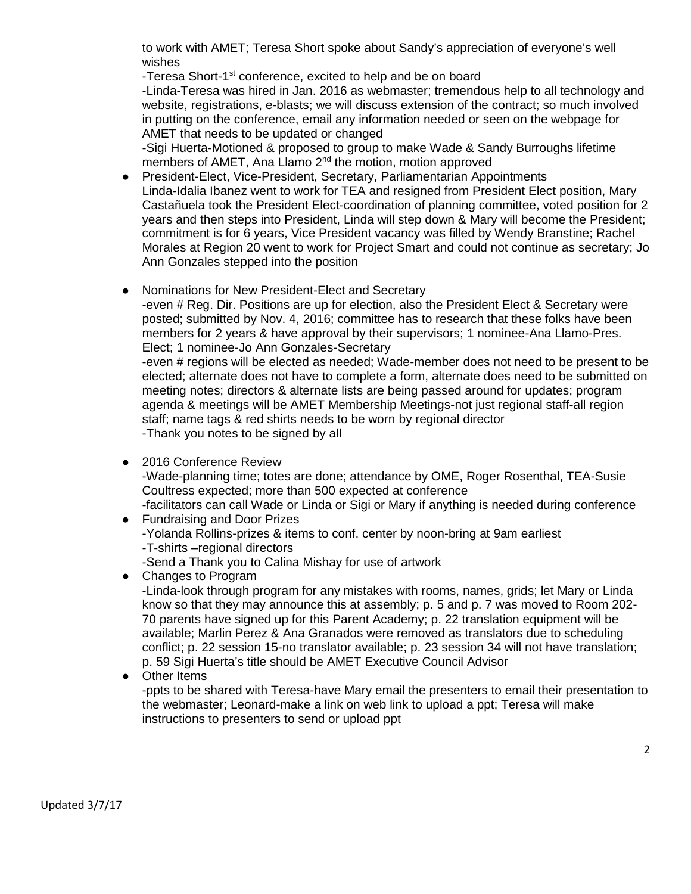to work with AMET; Teresa Short spoke about Sandy's appreciation of everyone's well wishes

-Teresa Short-1st conference, excited to help and be on board

-Linda-Teresa was hired in Jan. 2016 as webmaster; tremendous help to all technology and website, registrations, e-blasts; we will discuss extension of the contract; so much involved in putting on the conference, email any information needed or seen on the webpage for AMET that needs to be updated or changed

-Sigi Huerta-Motioned & proposed to group to make Wade & Sandy Burroughs lifetime members of AMET, Ana Llamo 2nd the motion, motion approved

- President-Elect, Vice-President, Secretary, Parliamentarian Appointments
  Linda-Idalia Ibanez went to work for TEA and resigned from President Elect position, Mary Castañuela took the President Elect-coordination of planning committee, voted position for 2 years and then steps into President, Linda will step down & Mary will become the President; commitment is for 6 years, Vice President vacancy was filled by Wendy Branstine; Rachel Morales at Region 20 went to work for Project Smart and could not continue as secretary; Jo Ann Gonzales stepped into the position

- Nominations for New President-Elect and Secretary
  -even # Reg. Dir. Positions are up for election, also the President Elect & Secretary were posted; submitted by Nov. 4, 2016; committee has to research that these folks have been members for 2 years & have approval by their supervisors; 1 nominee-Ana Llamo-Pres. Elect; 1 nominee-Jo Ann Gonzales-Secretary
  -even # regions will be elected as needed; Wade-member does not need to be present to be elected; alternate does not have to complete a form, alternate does need to be submitted on meeting notes; directors & alternate lists are being passed around for updates; program agenda & meetings will be AMET Membership Meetings-not just regional staff-all region staff; name tags & red shirts needs to be worn by regional director
  -Thank you notes to be signed by all

- 2016 Conference Review
  -Wade-planning time; totes are done; attendance by OME, Roger Rosenthal, TEA-Susie Coultress expected; more than 500 expected at conference
  -facilitators can call Wade or Linda or Sigi or Mary if anything is needed during conference
- Fundraising and Door Prizes
  -Yolanda Rollins-prizes & items to conf. center by noon-bring at 9am earliest
  -T-shirts –regional directors
  -Send a Thank you to Calina Mishay for use of artwork
- Changes to Program
  -Linda-look through program for any mistakes with rooms, names, grids; let Mary or Linda know so that they may announce this at assembly; p. 5 and p. 7 was moved to Room 202-70 parents have signed up for this Parent Academy; p. 22 translation equipment will be available; Marlin Perez & Ana Granados were removed as translators due to scheduling conflict; p. 22 session 15-no translator available; p. 23 session 34 will not have translation; p. 59 Sigi Huerta's title should be AMET Executive Council Advisor
- Other Items
  -ppts to be shared with Teresa-have Mary email the presenters to email their presentation to the webmaster; Leonard-make a link on web link to upload a ppt; Teresa will make instructions to presenters to send or upload ppt

Updated 3/7/17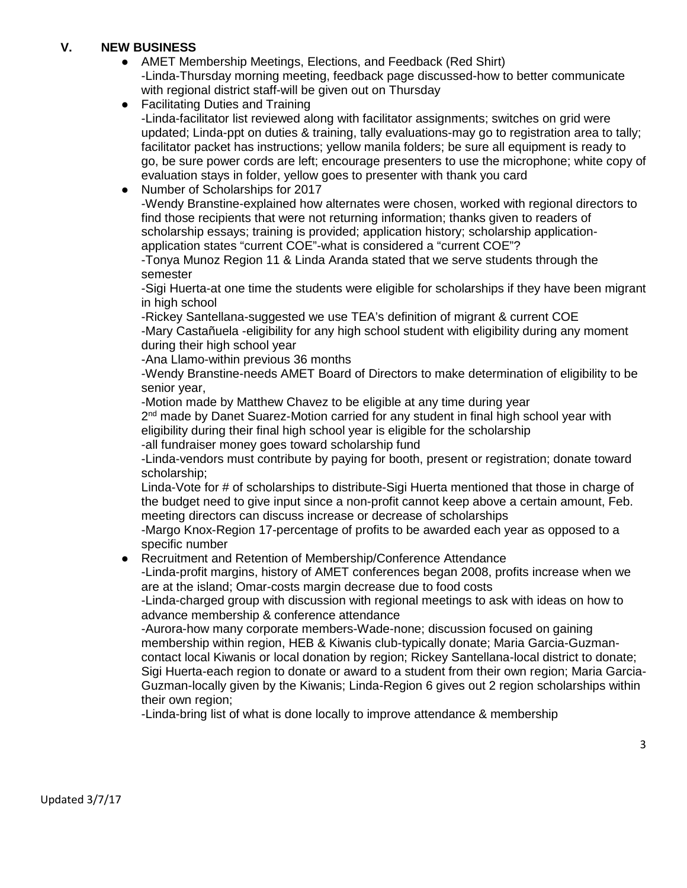## V. NEW BUSINESS

- AMET Membership Meetings, Elections, and Feedback (Red Shirt)
  -Linda-Thursday morning meeting, feedback page discussed-how to better communicate with regional district staff-will be given out on Thursday
- Facilitating Duties and Training
  -Linda-facilitator list reviewed along with facilitator assignments; switches on grid were updated; Linda-ppt on duties & training, tally evaluations-may go to registration area to tally; facilitator packet has instructions; yellow manila folders; be sure all equipment is ready to go, be sure power cords are left; encourage presenters to use the microphone; white copy of evaluation stays in folder, yellow goes to presenter with thank you card
- Number of Scholarships for 2017
  -Wendy Branstine-explained how alternates were chosen, worked with regional directors to find those recipients that were not returning information; thanks given to readers of scholarship essays; training is provided; application history; scholarship application-application states "current COE"-what is considered a "current COE"?
  -Tonya Munoz Region 11 & Linda Aranda stated that we serve students through the semester
  -Sigi Huerta-at one time the students were eligible for scholarships if they have been migrant in high school
  -Rickey Santellana-suggested we use TEA's definition of migrant & current COE
  -Mary Castañuela -eligibility for any high school student with eligibility during any moment during their high school year
  -Ana Llamo-within previous 36 months
  -Wendy Branstine-needs AMET Board of Directors to make determination of eligibility to be senior year,
  -Motion made by Matthew Chavez to be eligible at any time during year
  2nd made by Danet Suarez-Motion carried for any student in final high school year with eligibility during their final high school year is eligible for the scholarship
  -all fundraiser money goes toward scholarship fund
  -Linda-vendors must contribute by paying for booth, present or registration; donate toward scholarship;
  Linda-Vote for # of scholarships to distribute-Sigi Huerta mentioned that those in charge of the budget need to give input since a non-profit cannot keep above a certain amount, Feb. meeting directors can discuss increase or decrease of scholarships
  -Margo Knox-Region 17-percentage of profits to be awarded each year as opposed to a specific number
- Recruitment and Retention of Membership/Conference Attendance
  -Linda-profit margins, history of AMET conferences began 2008, profits increase when we are at the island; Omar-costs margin decrease due to food costs
  -Linda-charged group with discussion with regional meetings to ask with ideas on how to advance membership & conference attendance
  -Aurora-how many corporate members-Wade-none; discussion focused on gaining membership within region, HEB & Kiwanis club-typically donate; Maria Garcia-Guzman-contact local Kiwanis or local donation by region; Rickey Santellana-local district to donate; Sigi Huerta-each region to donate or award to a student from their own region; Maria Garcia-Guzman-locally given by the Kiwanis; Linda-Region 6 gives out 2 region scholarships within their own region;
  -Linda-bring list of what is done locally to improve attendance & membership

Updated 3/7/17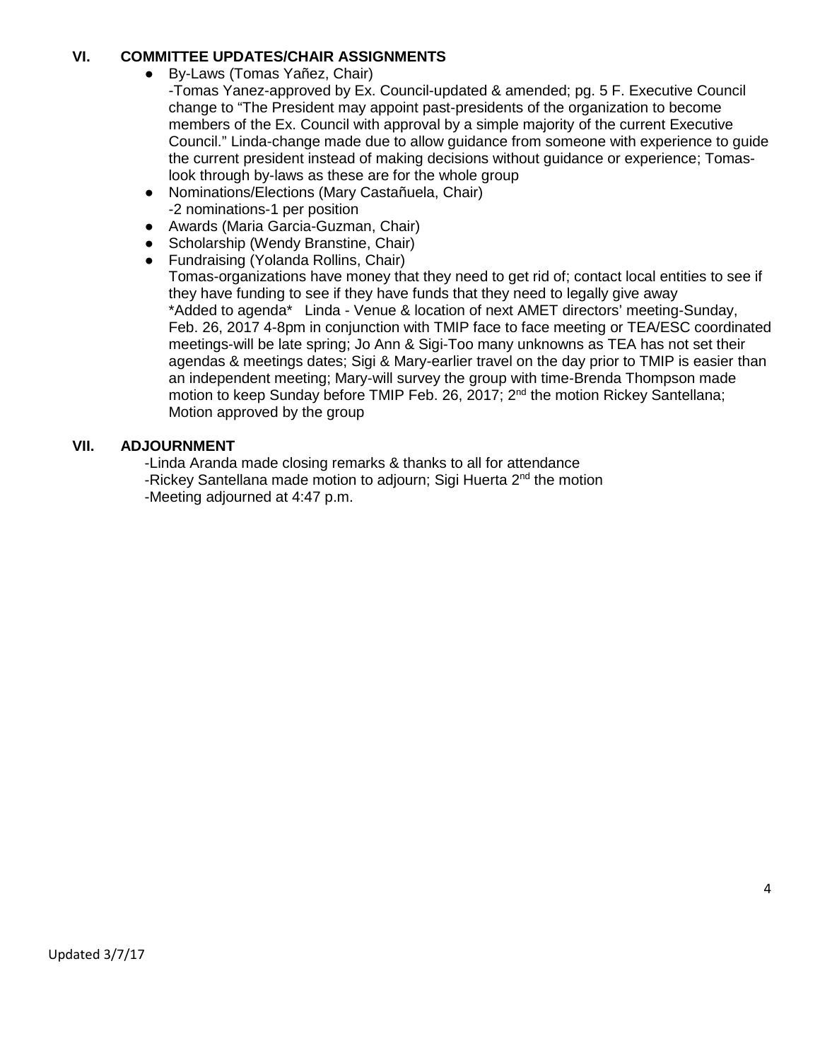## VI. COMMITTEE UPDATES/CHAIR ASSIGNMENTS

- By-Laws (Tomas Yañez, Chair)
  -Tomas Yanez-approved by Ex. Council-updated & amended; pg. 5 F. Executive Council change to "The President may appoint past-presidents of the organization to become members of the Ex. Council with approval by a simple majority of the current Executive Council." Linda-change made due to allow guidance from someone with experience to guide the current president instead of making decisions without guidance or experience; Tomas-look through by-laws as these are for the whole group
- Nominations/Elections (Mary Castañuela, Chair)
  -2 nominations-1 per position
- Awards (Maria Garcia-Guzman, Chair)
- Scholarship (Wendy Branstine, Chair)
- Fundraising (Yolanda Rollins, Chair)
  Tomas-organizations have money that they need to get rid of; contact local entities to see if they have funding to see if they have funds that they need to legally give away
  *Added to agenda* Linda - Venue & location of next AMET directors' meeting-Sunday, Feb. 26, 2017 4-8pm in conjunction with TMIP face to face meeting or TEA/ESC coordinated meetings-will be late spring; Jo Ann & Sigi-Too many unknowns as TEA has not set their agendas & meetings dates; Sigi & Mary-earlier travel on the day prior to TMIP is easier than an independent meeting; Mary-will survey the group with time-Brenda Thompson made motion to keep Sunday before TMIP Feb. 26, 2017; 2nd the motion Rickey Santellana; Motion approved by the group

## VII. ADJOURNMENT

-Linda Aranda made closing remarks & thanks to all for attendance
-Rickey Santellana made motion to adjourn; Sigi Huerta 2nd the motion
-Meeting adjourned at 4:47 p.m.

Updated 3/7/17